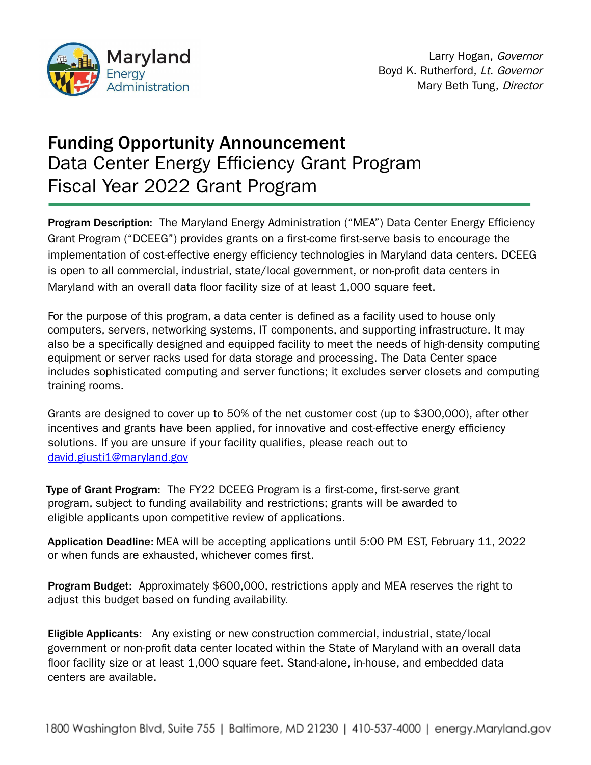Maryland Energy Administration

Larry Hogan, *Governor*
Boyd K. Rutherford, *Lt. Governor*
Mary Beth Tung, *Director*

# **Funding Opportunity Announcement**
# Data Center Energy Efficiency Grant Program
# Fiscal Year 2022 Grant Program

**Program Description:** The Maryland Energy Administration ("MEA") Data Center Energy Efficiency Grant Program ("DCEEG") provides grants on a first-come first-serve basis to encourage the implementation of cost-effective energy efficiency technologies in Maryland data centers. DCEEG is open to all commercial, industrial, state/local government, or non-profit data centers in Maryland with an overall data floor facility size of at least 1,000 square feet.

For the purpose of this program, a data center is defined as a facility used to house only computers, servers, networking systems, IT components, and supporting infrastructure. It may also be a specifically designed and equipped facility to meet the needs of high-density computing equipment or server racks used for data storage and processing. The Data Center space includes sophisticated computing and server functions; it excludes server closets and computing training rooms.

Grants are designed to cover up to 50% of the net customer cost (up to $300,000), after other incentives and grants have been applied, for innovative and cost-effective energy efficiency solutions. If you are unsure if your facility qualifies, please reach out to [david.giusti1@maryland.gov](mailto:david.giusti1@maryland.gov)

**Type of Grant Program:** The FY22 DCEEG Program is a first-come, first-serve grant program, subject to funding availability and restrictions; grants will be awarded to eligible applicants upon competitive review of applications.

**Application Deadline:** MEA will be accepting applications until 5:00 PM EST, February 11, 2022 or when funds are exhausted, whichever comes first.

**Program Budget:** Approximately $600,000, restrictions apply and MEA reserves the right to adjust this budget based on funding availability.

**Eligible Applicants:** Any existing or new construction commercial, industrial, state/local government or non-profit data center located within the State of Maryland with an overall data floor facility size or at least 1,000 square feet. Stand-alone, in-house, and embedded data centers are available.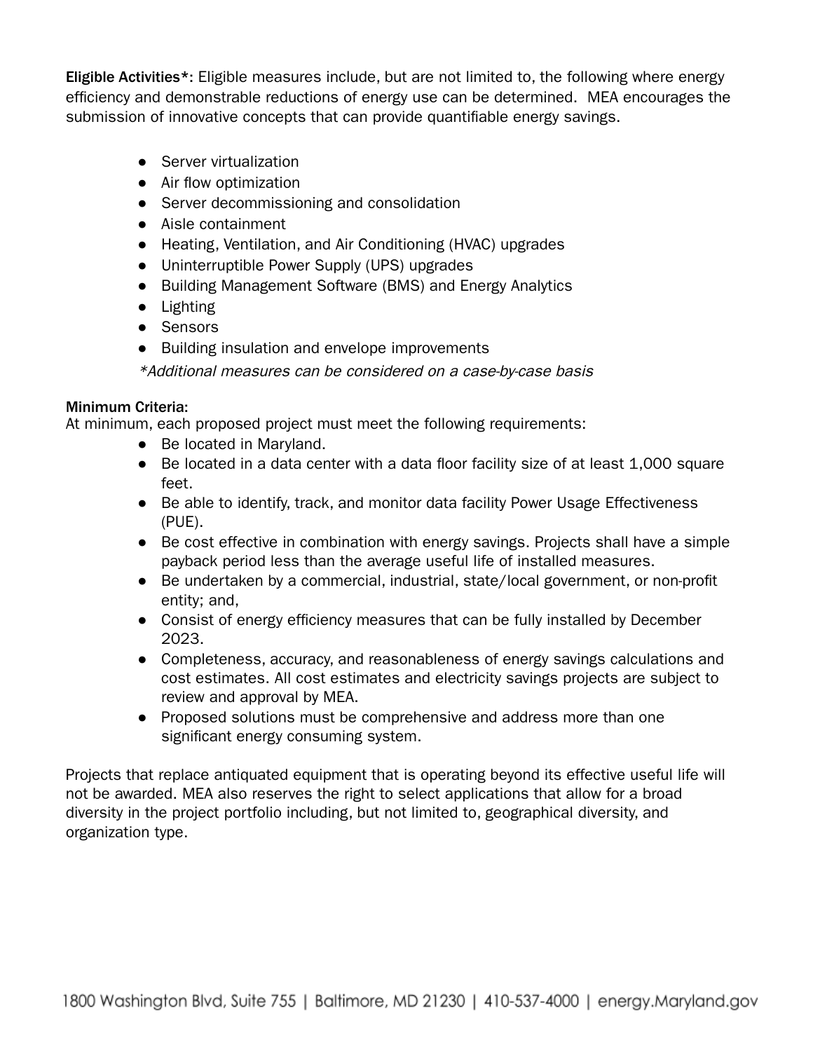**Eligible Activities*:** Eligible measures include, but are not limited to, the following where energy efficiency and demonstrable reductions of energy use can be determined. MEA encourages the submission of innovative concepts that can provide quantifiable energy savings.

- Server virtualization
- Air flow optimization
- Server decommissioning and consolidation
- Aisle containment
- Heating, Ventilation, and Air Conditioning (HVAC) upgrades
- Uninterruptible Power Supply (UPS) upgrades
- Building Management Software (BMS) and Energy Analytics
- Lighting
- Sensors
- Building insulation and envelope improvements

*\*Additional measures can be considered on a case-by-case basis*

**Minimum Criteria:**

At minimum, each proposed project must meet the following requirements:

- Be located in Maryland.
- Be located in a data center with a data floor facility size of at least 1,000 square feet.
- Be able to identify, track, and monitor data facility Power Usage Effectiveness (PUE).
- Be cost effective in combination with energy savings. Projects shall have a simple payback period less than the average useful life of installed measures.
- Be undertaken by a commercial, industrial, state/local government, or non-profit entity; and,
- Consist of energy efficiency measures that can be fully installed by December 2023.
- Completeness, accuracy, and reasonableness of energy savings calculations and cost estimates. All cost estimates and electricity savings projects are subject to review and approval by MEA.
- Proposed solutions must be comprehensive and address more than one significant energy consuming system.

Projects that replace antiquated equipment that is operating beyond its effective useful life will not be awarded. MEA also reserves the right to select applications that allow for a broad diversity in the project portfolio including, but not limited to, geographical diversity, and organization type.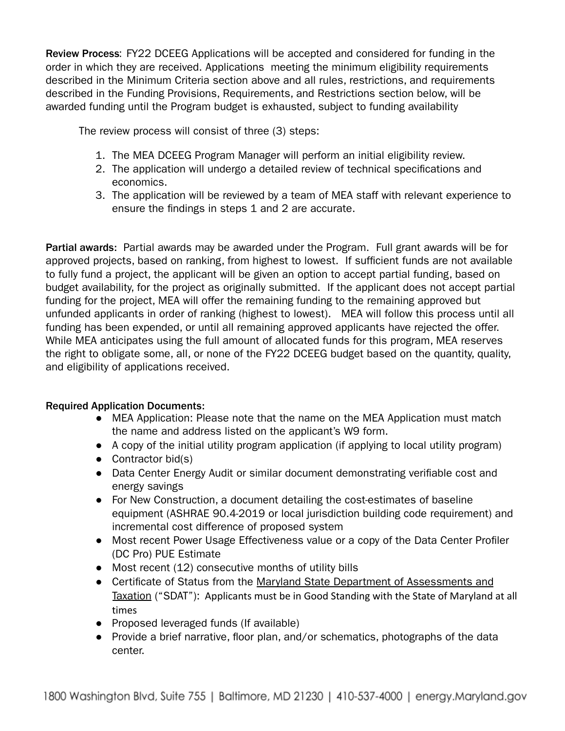**Review Process**: FY22 DCEEG Applications will be accepted and considered for funding in the order in which they are received. Applications meeting the minimum eligibility requirements described in the Minimum Criteria section above and all rules, restrictions, and requirements described in the Funding Provisions, Requirements, and Restrictions section below, will be awarded funding until the Program budget is exhausted, subject to funding availability

The review process will consist of three (3) steps:

1. The MEA DCEEG Program Manager will perform an initial eligibility review.
2. The application will undergo a detailed review of technical specifications and economics.
3. The application will be reviewed by a team of MEA staff with relevant experience to ensure the findings in steps 1 and 2 are accurate.

**Partial awards:** Partial awards may be awarded under the Program. Full grant awards will be for approved projects, based on ranking, from highest to lowest. If sufficient funds are not available to fully fund a project, the applicant will be given an option to accept partial funding, based on budget availability, for the project as originally submitted. If the applicant does not accept partial funding for the project, MEA will offer the remaining funding to the remaining approved but unfunded applicants in order of ranking (highest to lowest). MEA will follow this process until all funding has been expended, or until all remaining approved applicants have rejected the offer. While MEA anticipates using the full amount of allocated funds for this program, MEA reserves the right to obligate some, all, or none of the FY22 DCEEG budget based on the quantity, quality, and eligibility of applications received.

**Required Application Documents:**

- MEA Application: Please note that the name on the MEA Application must match the name and address listed on the applicant's W9 form.
- A copy of the initial utility program application (if applying to local utility program)
- Contractor bid(s)
- Data Center Energy Audit or similar document demonstrating verifiable cost and energy savings
- For New Construction, a document detailing the cost-estimates of baseline equipment (ASHRAE 90.4-2019 or local jurisdiction building code requirement) and incremental cost difference of proposed system
- Most recent Power Usage Effectiveness value or a copy of the Data Center Profiler (DC Pro) PUE Estimate
- Most recent (12) consecutive months of utility bills
- Certificate of Status from the Maryland State Department of Assessments and Taxation ("SDAT"): Applicants must be in Good Standing with the State of Maryland at all times
- Proposed leveraged funds (If available)
- Provide a brief narrative, floor plan, and/or schematics, photographs of the data center.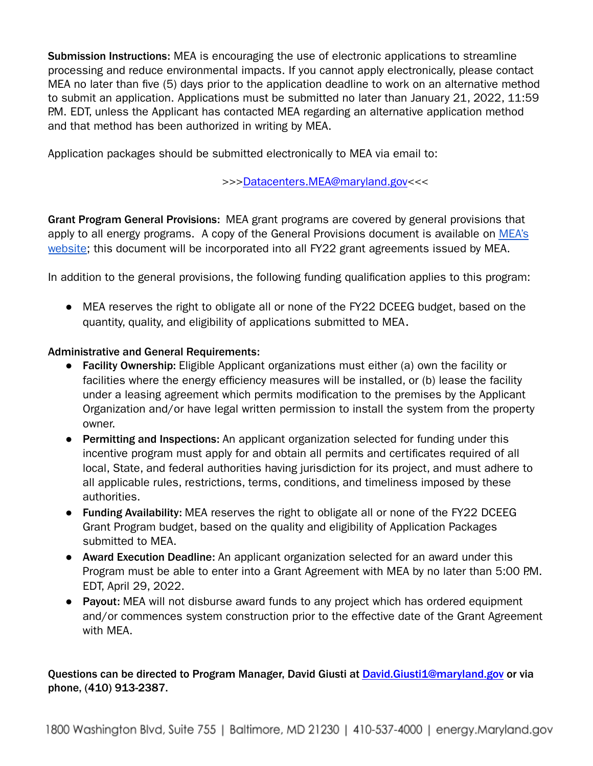**Submission Instructions:** MEA is encouraging the use of electronic applications to streamline processing and reduce environmental impacts. If you cannot apply electronically, please contact MEA no later than five (5) days prior to the application deadline to work on an alternative method to submit an application. Applications must be submitted no later than January 21, 2022, 11:59 P.M. EDT, unless the Applicant has contacted MEA regarding an alternative application method and that method has been authorized in writing by MEA.

Application packages should be submitted electronically to MEA via email to:

>>>Datacenters.MEA@maryland.gov<<<

**Grant Program General Provisions:** MEA grant programs are covered by general provisions that apply to all energy programs. A copy of the General Provisions document is available on MEA's website; this document will be incorporated into all FY22 grant agreements issued by MEA.

In addition to the general provisions, the following funding qualification applies to this program:

- MEA reserves the right to obligate all or none of the FY22 DCEEG budget, based on the quantity, quality, and eligibility of applications submitted to MEA.

**Administrative and General Requirements:**

- **Facility Ownership:** Eligible Applicant organizations must either (a) own the facility or facilities where the energy efficiency measures will be installed, or (b) lease the facility under a leasing agreement which permits modification to the premises by the Applicant Organization and/or have legal written permission to install the system from the property owner.
- **Permitting and Inspections:** An applicant organization selected for funding under this incentive program must apply for and obtain all permits and certificates required of all local, State, and federal authorities having jurisdiction for its project, and must adhere to all applicable rules, restrictions, terms, conditions, and timeliness imposed by these authorities.
- **Funding Availability:** MEA reserves the right to obligate all or none of the FY22 DCEEG Grant Program budget, based on the quality and eligibility of Application Packages submitted to MEA.
- **Award Execution Deadline:** An applicant organization selected for an award under this Program must be able to enter into a Grant Agreement with MEA by no later than 5:00 P.M. EDT, April 29, 2022.
- **Payout:** MEA will not disburse award funds to any project which has ordered equipment and/or commences system construction prior to the effective date of the Grant Agreement with MEA.

**Questions can be directed to Program Manager, David Giusti at David.Giusti1@maryland.gov or via phone, (410) 913-2387.**